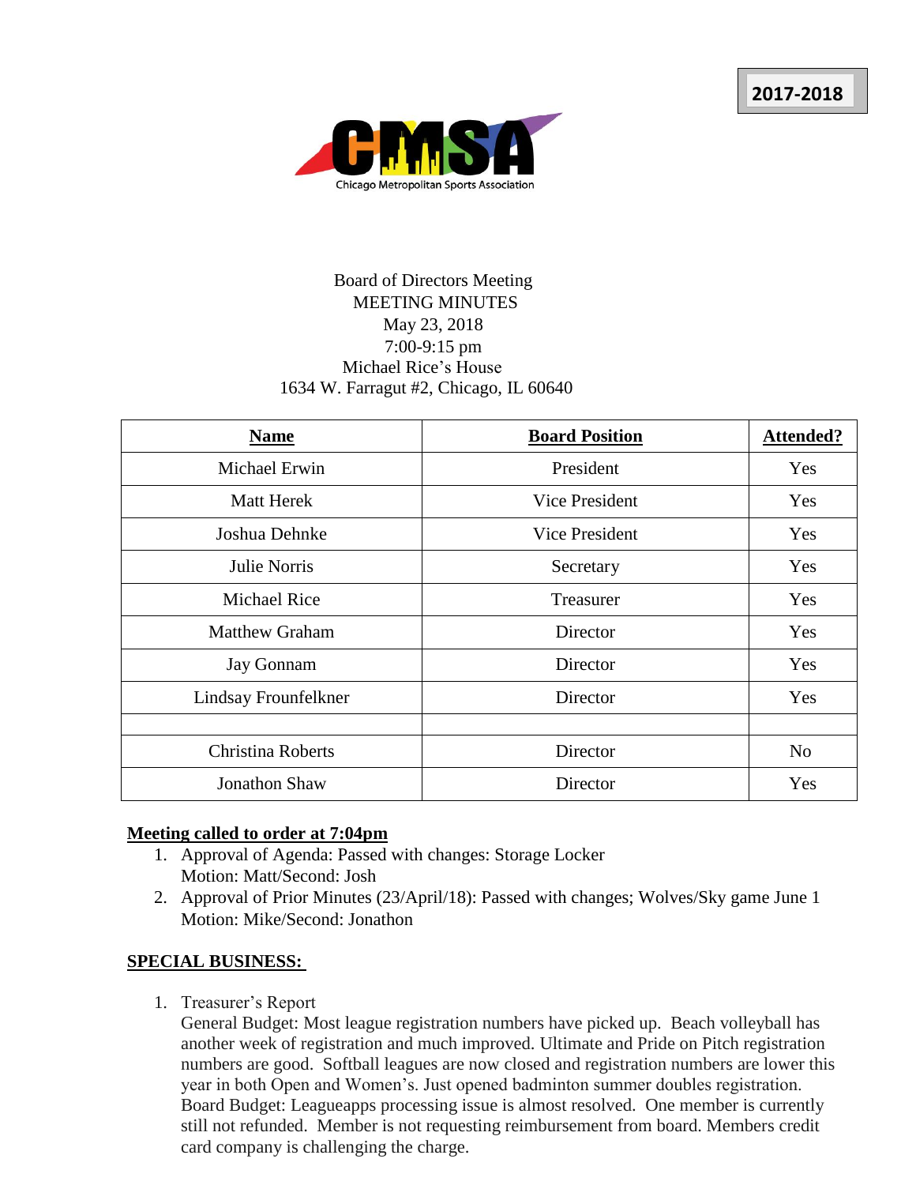2017-2018

CMSA
Chicago Metropolitan Sports Association

Board of Directors Meeting
MEETING MINUTES
May 23, 2018
7:00-9:15 pm
Michael Rice's House
1634 W. Farragut #2, Chicago, IL 60640

| Name | Board Position | Attended? |
|---|---|---|
| Michael Erwin | President | Yes |
| Matt Herek | Vice President | Yes |
| Joshua Dehnke | Vice President | Yes |
| Julie Norris | Secretary | Yes |
| Michael Rice | Treasurer | Yes |
| Matthew Graham | Director | Yes |
| Jay Gonnam | Director | Yes |
| Lindsay Frounfelkner | Director | Yes |
| | | |
| Christina Roberts | Director | No |
| Jonathon Shaw | Director | Yes |

**Meeting called to order at 7:04pm**

1. Approval of Agenda: Passed with changes: Storage Locker
   Motion: Matt/Second: Josh
2. Approval of Prior Minutes (23/April/18): Passed with changes; Wolves/Sky game June 1
   Motion: Mike/Second: Jonathon

**SPECIAL BUSINESS:**

1. Treasurer's Report
   General Budget: Most league registration numbers have picked up. Beach volleyball has another week of registration and much improved. Ultimate and Pride on Pitch registration numbers are good. Softball leagues are now closed and registration numbers are lower this year in both Open and Women's. Just opened badminton summer doubles registration.
   Board Budget: Leagueapps processing issue is almost resolved. One member is currently still not refunded. Member is not requesting reimbursement from board. Members credit card company is challenging the charge.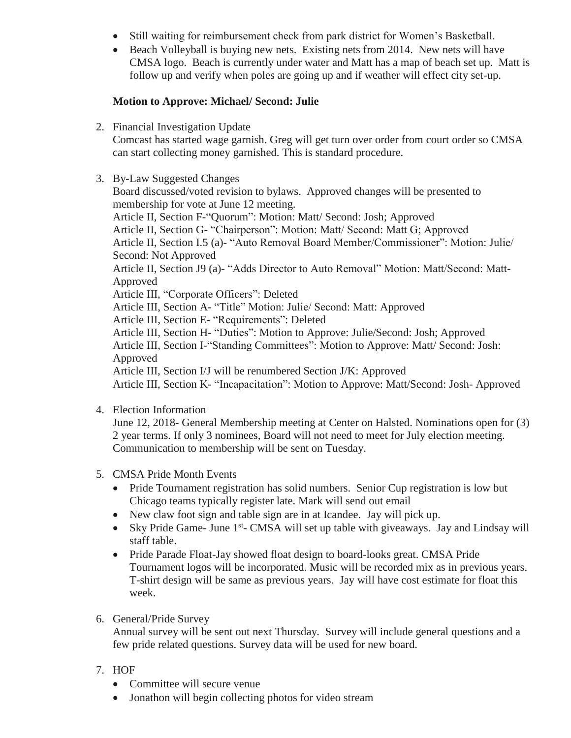- Still waiting for reimbursement check from park district for Women's Basketball.
- Beach Volleyball is buying new nets. Existing nets from 2014. New nets will have CMSA logo. Beach is currently under water and Matt has a map of beach set up. Matt is follow up and verify when poles are going up and if weather will effect city set-up.

**Motion to Approve: Michael/ Second: Julie**

2. Financial Investigation Update
   Comcast has started wage garnish. Greg will get turn over order from court order so CMSA can start collecting money garnished. This is standard procedure.

3. By-Law Suggested Changes
   Board discussed/voted revision to bylaws. Approved changes will be presented to membership for vote at June 12 meeting.
   Article II, Section F-"Quorum": Motion: Matt/ Second: Josh; Approved
   Article II, Section G- "Chairperson": Motion: Matt/ Second: Matt G; Approved
   Article II, Section I.5 (a)- "Auto Removal Board Member/Commissioner": Motion: Julie/ Second: Not Approved
   Article II, Section J9 (a)- "Adds Director to Auto Removal" Motion: Matt/Second: Matt- Approved
   Article III, "Corporate Officers": Deleted
   Article III, Section A- "Title" Motion: Julie/ Second: Matt: Approved
   Article III, Section E- "Requirements": Deleted
   Article III, Section H- "Duties": Motion to Approve: Julie/Second: Josh; Approved
   Article III, Section I-"Standing Committees": Motion to Approve: Matt/ Second: Josh: Approved
   Article III, Section I/J will be renumbered Section J/K: Approved
   Article III, Section K- "Incapacitation": Motion to Approve: Matt/Second: Josh- Approved

4. Election Information
   June 12, 2018- General Membership meeting at Center on Halsted. Nominations open for (3) 2 year terms. If only 3 nominees, Board will not need to meet for July election meeting. Communication to membership will be sent on Tuesday.

5. CMSA Pride Month Events
   - Pride Tournament registration has solid numbers. Senior Cup registration is low but Chicago teams typically register late. Mark will send out email
   - New claw foot sign and table sign are in at Icandee. Jay will pick up.
   - Sky Pride Game- June 1st- CMSA will set up table with giveaways. Jay and Lindsay will staff table.
   - Pride Parade Float-Jay showed float design to board-looks great. CMSA Pride Tournament logos will be incorporated. Music will be recorded mix as in previous years. T-shirt design will be same as previous years. Jay will have cost estimate for float this week.

6. General/Pride Survey
   Annual survey will be sent out next Thursday. Survey will include general questions and a few pride related questions. Survey data will be used for new board.

7. HOF
   - Committee will secure venue
   - Jonathon will begin collecting photos for video stream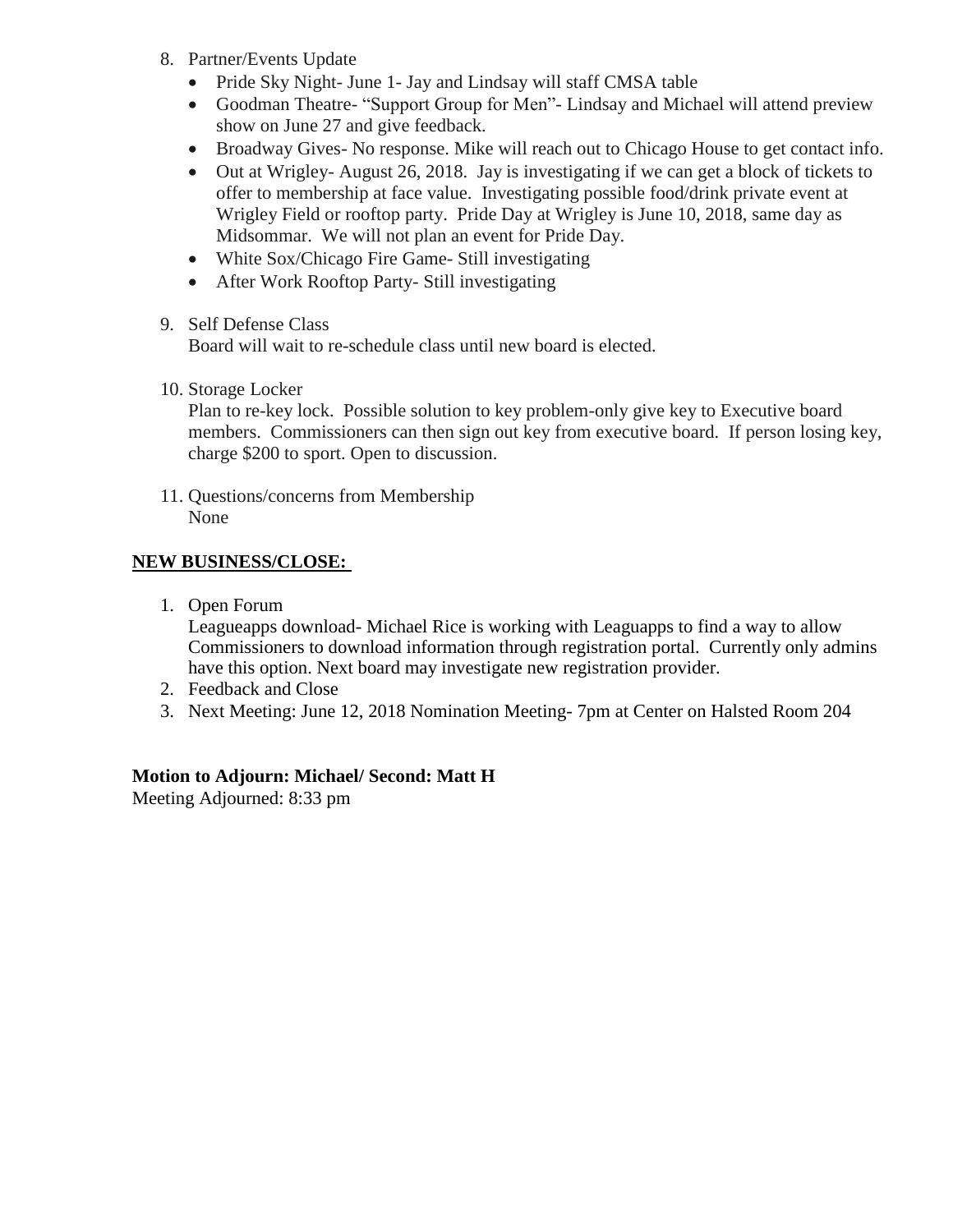8. Partner/Events Update
   - Pride Sky Night- June 1- Jay and Lindsay will staff CMSA table
   - Goodman Theatre- "Support Group for Men"- Lindsay and Michael will attend preview show on June 27 and give feedback.
   - Broadway Gives- No response. Mike will reach out to Chicago House to get contact info.
   - Out at Wrigley- August 26, 2018. Jay is investigating if we can get a block of tickets to offer to membership at face value. Investigating possible food/drink private event at Wrigley Field or rooftop party. Pride Day at Wrigley is June 10, 2018, same day as Midsommar. We will not plan an event for Pride Day.
   - White Sox/Chicago Fire Game- Still investigating
   - After Work Rooftop Party- Still investigating

9. Self Defense Class
   Board will wait to re-schedule class until new board is elected.

10. Storage Locker
    Plan to re-key lock. Possible solution to key problem-only give key to Executive board members. Commissioners can then sign out key from executive board. If person losing key, charge $200 to sport. Open to discussion.

11. Questions/concerns from Membership
    None

**NEW BUSINESS/CLOSE:**

1. Open Forum
   Leagueapps download- Michael Rice is working with Leaguapps to find a way to allow Commissioners to download information through registration portal. Currently only admins have this option. Next board may investigate new registration provider.
2. Feedback and Close
3. Next Meeting: June 12, 2018 Nomination Meeting- 7pm at Center on Halsted Room 204

**Motion to Adjourn: Michael/ Second: Matt H**

Meeting Adjourned: 8:33 pm